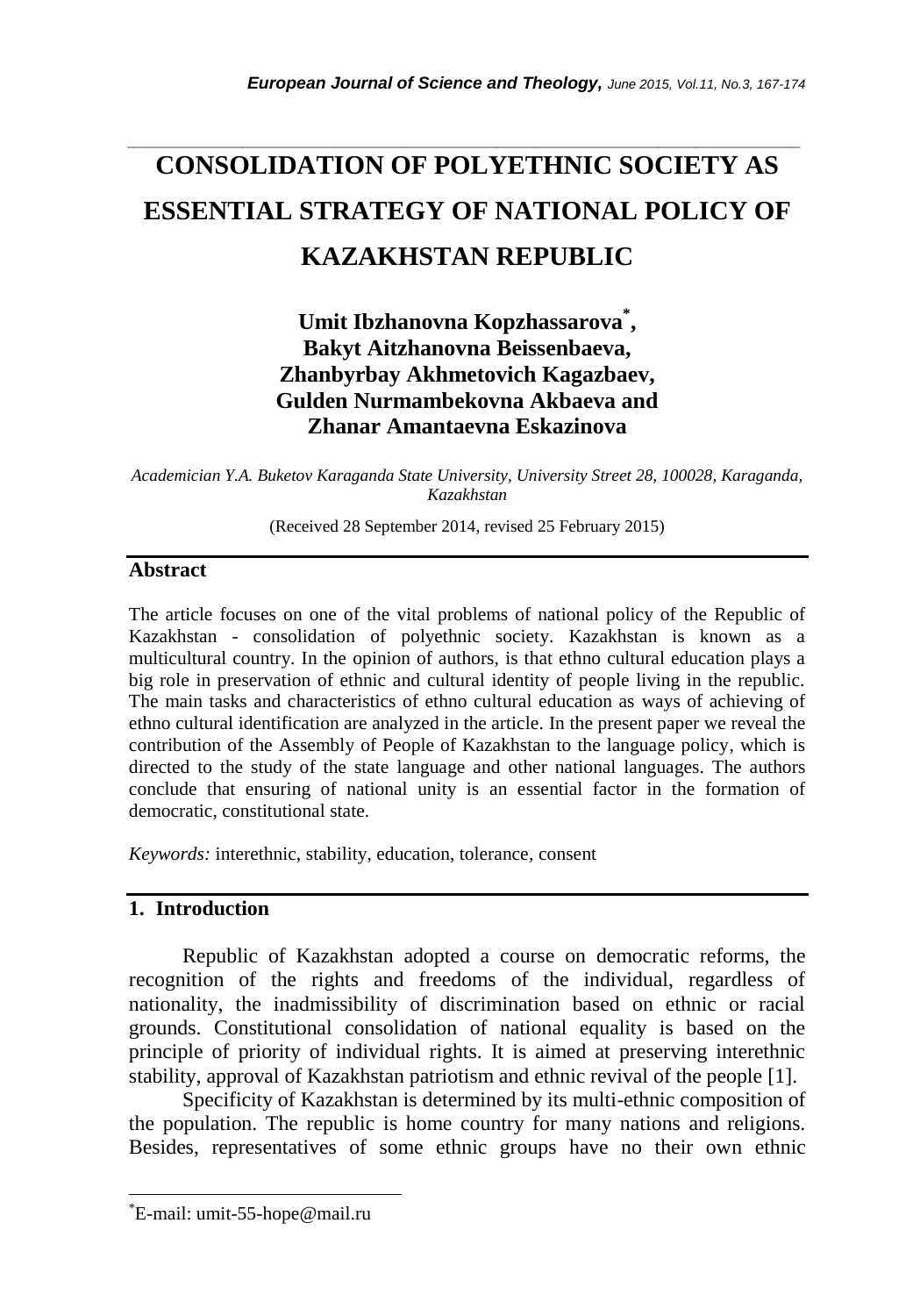# CONSOLIDATION OF POLYETHNIC SOCIETY AS ESSENTIAL STRATEGY OF NATIONAL POLICY OF KAZAKHSTAN REPUBLIC

**Umit Ibzhanovna Kopzhassarova[*], Bakyt Aitzhanovna Beissenbaeva, Zhanbyrbay Akhmetovich Kagazbaev, Gulden Nurmambekovna Akbaeva and Zhanar Amantaevna Eskazinova**

*Academician Y.A. Buketov Karaganda State University, University Street 28, 100028, Karaganda, Kazakhstan*

(Received 28 September 2014, revised 25 February 2015)

## Abstract

The article focuses on one of the vital problems of national policy of the Republic of Kazakhstan - consolidation of polyethnic society. Kazakhstan is known as a multicultural country. In the opinion of authors, is that ethno cultural education plays a big role in preservation of ethnic and cultural identity of people living in the republic. The main tasks and characteristics of ethno cultural education as ways of achieving of ethno cultural identification are analyzed in the article. In the present paper we reveal the contribution of the Assembly of People of Kazakhstan to the language policy, which is directed to the study of the state language and other national languages. The authors conclude that ensuring of national unity is an essential factor in the formation of democratic, constitutional state.

*Keywords:* interethnic, stability, education, tolerance, consent

## 1. Introduction

Republic of Kazakhstan adopted a course on democratic reforms, the recognition of the rights and freedoms of the individual, regardless of nationality, the inadmissibility of discrimination based on ethnic or racial grounds. Constitutional consolidation of national equality is based on the principle of priority of individual rights. It is aimed at preserving interethnic stability, approval of Kazakhstan patriotism and ethnic revival of the people [1].

Specificity of Kazakhstan is determined by its multi-ethnic composition of the population. The republic is home country for many nations and religions. Besides, representatives of some ethnic groups have no their own ethnic

[*]E-mail: umit-55-hope@mail.ru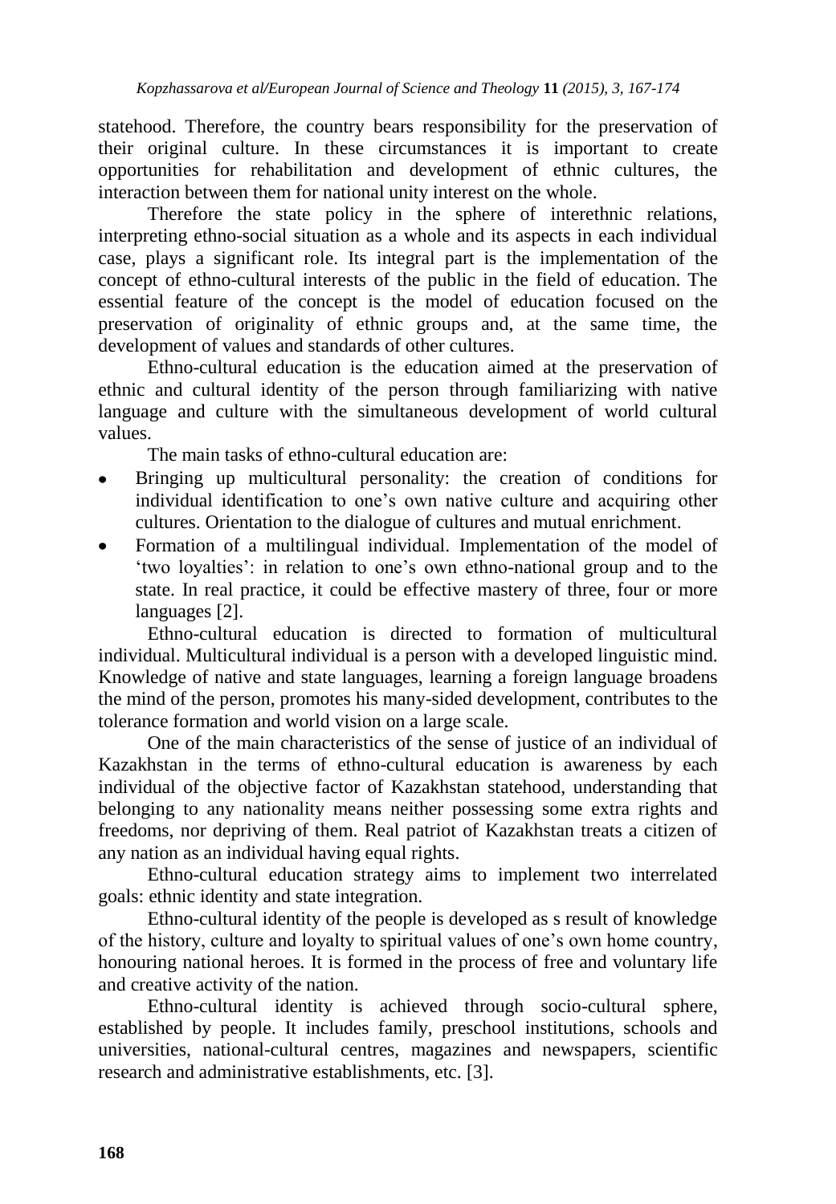statehood. Therefore, the country bears responsibility for the preservation of their original culture. In these circumstances it is important to create opportunities for rehabilitation and development of ethnic cultures, the interaction between them for national unity interest on the whole.

Therefore the state policy in the sphere of interethnic relations, interpreting ethno-social situation as a whole and its aspects in each individual case, plays a significant role. Its integral part is the implementation of the concept of ethno-cultural interests of the public in the field of education. The essential feature of the concept is the model of education focused on the preservation of originality of ethnic groups and, at the same time, the development of values and standards of other cultures.

Ethno-cultural education is the education aimed at the preservation of ethnic and cultural identity of the person through familiarizing with native language and culture with the simultaneous development of world cultural values.

The main tasks of ethno-cultural education are:

- Bringing up multicultural personality: the creation of conditions for individual identification to one's own native culture and acquiring other cultures. Orientation to the dialogue of cultures and mutual enrichment.
- Formation of a multilingual individual. Implementation of the model of 'two loyalties': in relation to one's own ethno-national group and to the state. In real practice, it could be effective mastery of three, four or more languages [2].

Ethno-cultural education is directed to formation of multicultural individual. Multicultural individual is a person with a developed linguistic mind. Knowledge of native and state languages, learning a foreign language broadens the mind of the person, promotes his many-sided development, contributes to the tolerance formation and world vision on a large scale.

One of the main characteristics of the sense of justice of an individual of Kazakhstan in the terms of ethno-cultural education is awareness by each individual of the objective factor of Kazakhstan statehood, understanding that belonging to any nationality means neither possessing some extra rights and freedoms, nor depriving of them. Real patriot of Kazakhstan treats a citizen of any nation as an individual having equal rights.

Ethno-cultural education strategy aims to implement two interrelated goals: ethnic identity and state integration.

Ethno-cultural identity of the people is developed as s result of knowledge of the history, culture and loyalty to spiritual values of one's own home country, honouring national heroes. It is formed in the process of free and voluntary life and creative activity of the nation.

Ethno-cultural identity is achieved through socio-cultural sphere, established by people. It includes family, preschool institutions, schools and universities, national-cultural centres, magazines and newspapers, scientific research and administrative establishments, etc. [3].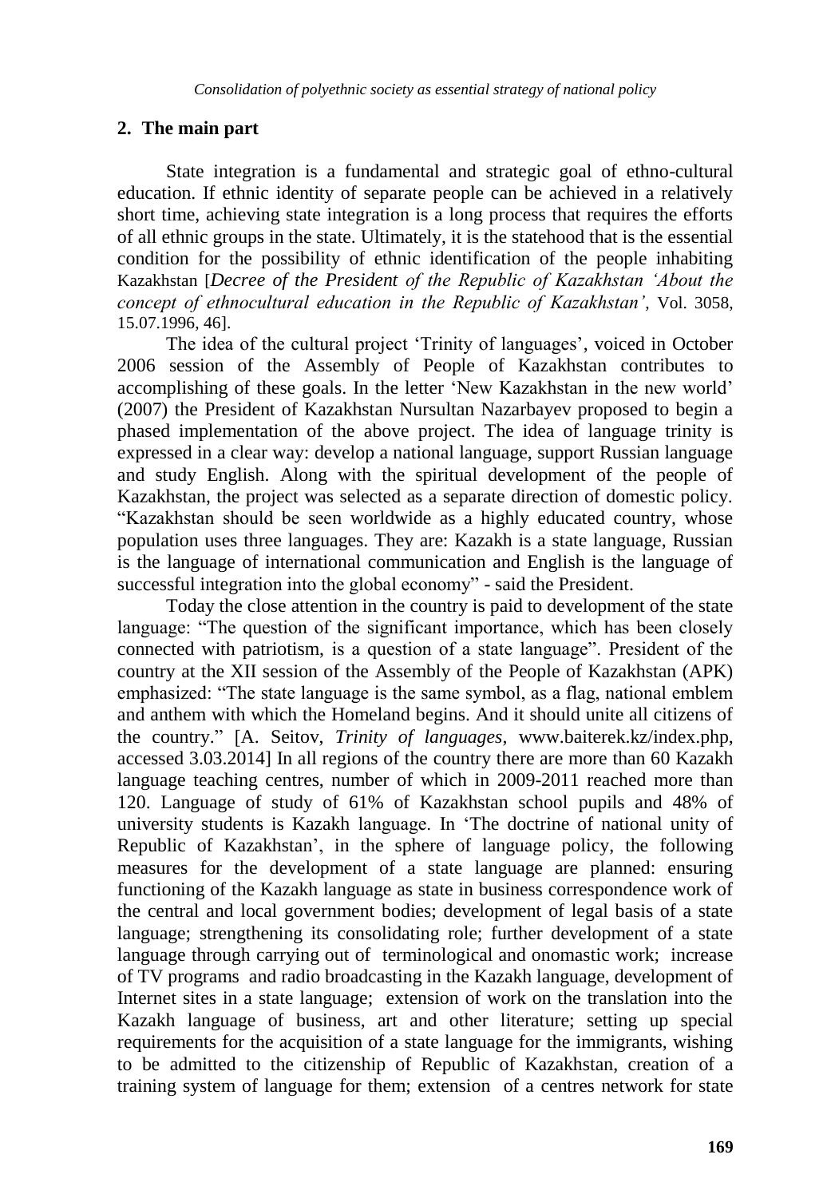## 2. The main part

State integration is a fundamental and strategic goal of ethno-cultural education. If ethnic identity of separate people can be achieved in a relatively short time, achieving state integration is a long process that requires the efforts of all ethnic groups in the state. Ultimately, it is the statehood that is the essential condition for the possibility of ethnic identification of the people inhabiting Kazakhstan [*Decree of the President of the Republic of Kazakhstan 'About the concept of ethnocultural education in the Republic of Kazakhstan'*, Vol. 3058, 15.07.1996, 46].

The idea of the cultural project 'Trinity of languages', voiced in October 2006 session of the Assembly of People of Kazakhstan contributes to accomplishing of these goals. In the letter 'New Kazakhstan in the new world' (2007) the President of Kazakhstan Nursultan Nazarbayev proposed to begin a phased implementation of the above project. The idea of language trinity is expressed in a clear way: develop a national language, support Russian language and study English. Along with the spiritual development of the people of Kazakhstan, the project was selected as a separate direction of domestic policy. "Kazakhstan should be seen worldwide as a highly educated country, whose population uses three languages. They are: Kazakh is a state language, Russian is the language of international communication and English is the language of successful integration into the global economy" - said the President.

Today the close attention in the country is paid to development of the state language: "The question of the significant importance, which has been closely connected with patriotism, is a question of a state language". President of the country at the XII session of the Assembly of the People of Kazakhstan (APK) emphasized: "The state language is the same symbol, as a flag, national emblem and anthem with which the Homeland begins. And it should unite all citizens of the country." [A. Seitov, *Trinity of languages*, www.baiterek.kz/index.php, accessed 3.03.2014] In all regions of the country there are more than 60 Kazakh language teaching centres, number of which in 2009-2011 reached more than 120. Language of study of 61% of Kazakhstan school pupils and 48% of university students is Kazakh language. In 'The doctrine of national unity of Republic of Kazakhstan', in the sphere of language policy, the following measures for the development of a state language are planned: ensuring functioning of the Kazakh language as state in business correspondence work of the central and local government bodies; development of legal basis of a state language; strengthening its consolidating role; further development of a state language through carrying out of terminological and onomastic work; increase of TV programs and radio broadcasting in the Kazakh language, development of Internet sites in a state language; extension of work on the translation into the Kazakh language of business, art and other literature; setting up special requirements for the acquisition of a state language for the immigrants, wishing to be admitted to the citizenship of Republic of Kazakhstan, creation of a training system of language for them; extension of a centres network for state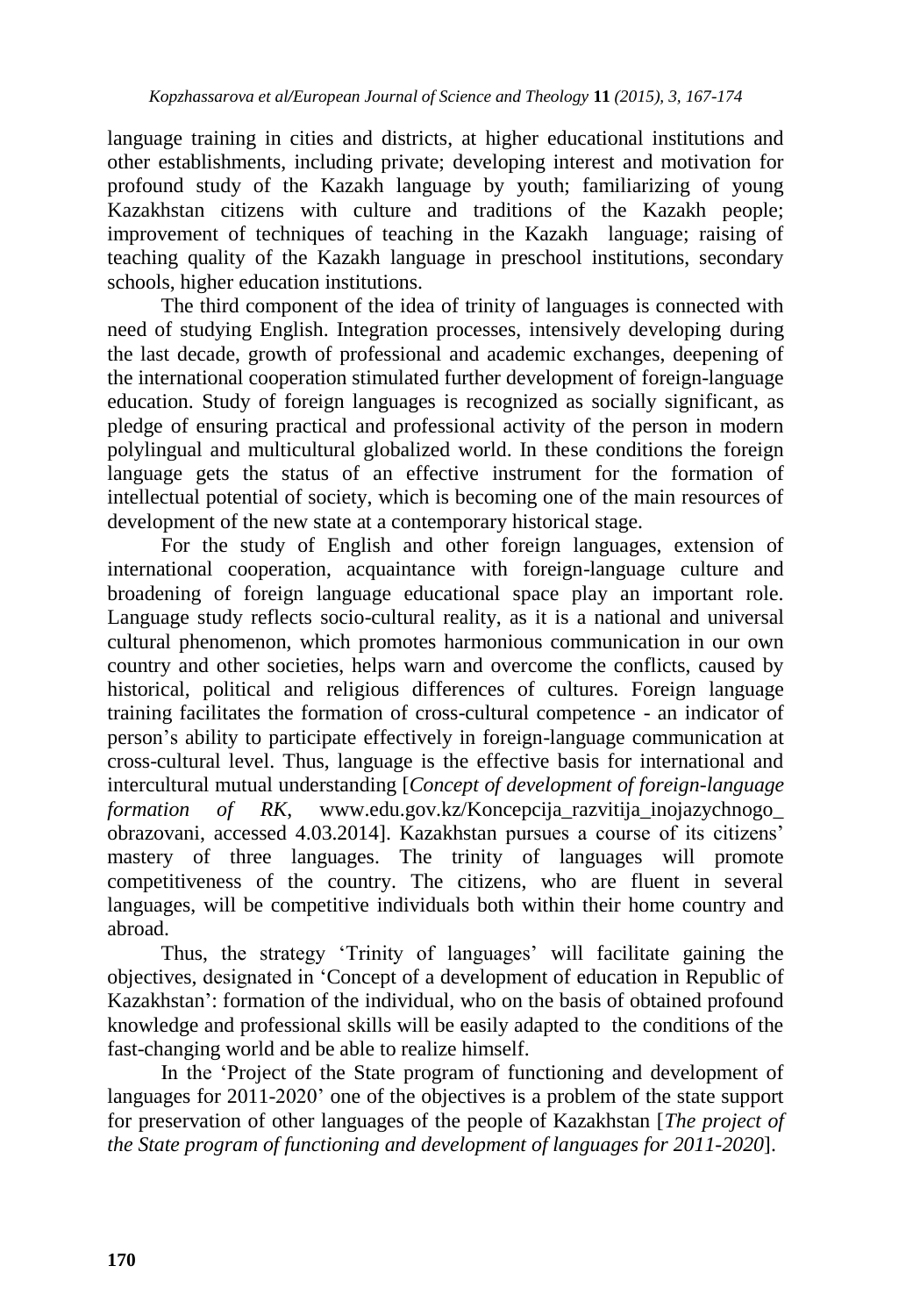language training in cities and districts, at higher educational institutions and other establishments, including private; developing interest and motivation for profound study of the Kazakh language by youth; familiarizing of young Kazakhstan citizens with culture and traditions of the Kazakh people; improvement of techniques of teaching in the Kazakh language; raising of teaching quality of the Kazakh language in preschool institutions, secondary schools, higher education institutions.

The third component of the idea of trinity of languages is connected with need of studying English. Integration processes, intensively developing during the last decade, growth of professional and academic exchanges, deepening of the international cooperation stimulated further development of foreign-language education. Study of foreign languages is recognized as socially significant, as pledge of ensuring practical and professional activity of the person in modern polylingual and multicultural globalized world. In these conditions the foreign language gets the status of an effective instrument for the formation of intellectual potential of society, which is becoming one of the main resources of development of the new state at a contemporary historical stage.

For the study of English and other foreign languages, extension of international cooperation, acquaintance with foreign-language culture and broadening of foreign language educational space play an important role. Language study reflects socio-cultural reality, as it is a national and universal cultural phenomenon, which promotes harmonious communication in our own country and other societies, helps warn and overcome the conflicts, caused by historical, political and religious differences of cultures. Foreign language training facilitates the formation of cross-cultural competence - an indicator of person's ability to participate effectively in foreign-language communication at cross-cultural level. Thus, language is the effective basis for international and intercultural mutual understanding [*Concept of development of foreign-language formation of RK*, www.edu.gov.kz/Koncepcija_razvitija_inojazychnogo_obrazovani, accessed 4.03.2014]. Kazakhstan pursues a course of its citizens' mastery of three languages. The trinity of languages will promote competitiveness of the country. The citizens, who are fluent in several languages, will be competitive individuals both within their home country and abroad.

Thus, the strategy 'Trinity of languages' will facilitate gaining the objectives, designated in 'Concept of a development of education in Republic of Kazakhstan': formation of the individual, who on the basis of obtained profound knowledge and professional skills will be easily adapted to the conditions of the fast-changing world and be able to realize himself.

In the 'Project of the State program of functioning and development of languages for 2011-2020' one of the objectives is a problem of the state support for preservation of other languages of the people of Kazakhstan [*The project of the State program of functioning and development of languages for 2011-2020*].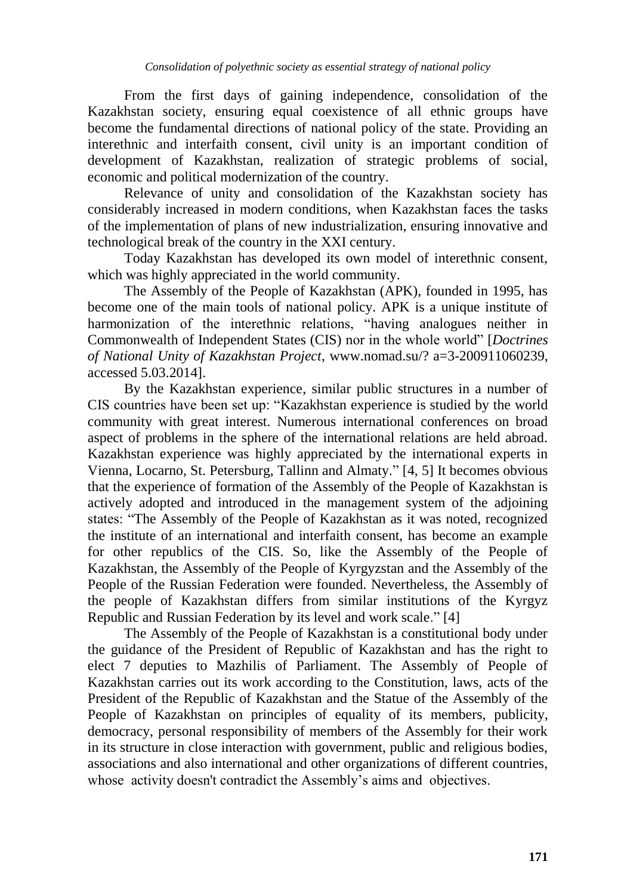From the first days of gaining independence, consolidation of the Kazakhstan society, ensuring equal coexistence of all ethnic groups have become the fundamental directions of national policy of the state. Providing an interethnic and interfaith consent, civil unity is an important condition of development of Kazakhstan, realization of strategic problems of social, economic and political modernization of the country.

Relevance of unity and consolidation of the Kazakhstan society has considerably increased in modern conditions, when Kazakhstan faces the tasks of the implementation of plans of new industrialization, ensuring innovative and technological break of the country in the XXI century.

Today Kazakhstan has developed its own model of interethnic consent, which was highly appreciated in the world community.

The Assembly of the People of Kazakhstan (APK), founded in 1995, has become one of the main tools of national policy. APK is a unique institute of harmonization of the interethnic relations, "having analogues neither in Commonwealth of Independent States (CIS) nor in the whole world" [*Doctrines of National Unity of Kazakhstan Project*, www.nomad.su/? a=3-200911060239, accessed 5.03.2014].

By the Kazakhstan experience, similar public structures in a number of CIS countries have been set up: "Kazakhstan experience is studied by the world community with great interest. Numerous international conferences on broad aspect of problems in the sphere of the international relations are held abroad. Kazakhstan experience was highly appreciated by the international experts in Vienna, Locarno, St. Petersburg, Tallinn and Almaty." [4, 5] It becomes obvious that the experience of formation of the Assembly of the People of Kazakhstan is actively adopted and introduced in the management system of the adjoining states: "The Assembly of the People of Kazakhstan as it was noted, recognized the institute of an international and interfaith consent, has become an example for other republics of the CIS. So, like the Assembly of the People of Kazakhstan, the Assembly of the People of Kyrgyzstan and the Assembly of the People of the Russian Federation were founded. Nevertheless, the Assembly of the people of Kazakhstan differs from similar institutions of the Kyrgyz Republic and Russian Federation by its level and work scale." [4]

The Assembly of the People of Kazakhstan is a constitutional body under the guidance of the President of Republic of Kazakhstan and has the right to elect 7 deputies to Mazhilis of Parliament. The Assembly of People of Kazakhstan carries out its work according to the Constitution, laws, acts of the President of the Republic of Kazakhstan and the Statue of the Assembly of the People of Kazakhstan on principles of equality of its members, publicity, democracy, personal responsibility of members of the Assembly for their work in its structure in close interaction with government, public and religious bodies, associations and also international and other organizations of different countries, whose activity doesn't contradict the Assembly's aims and objectives.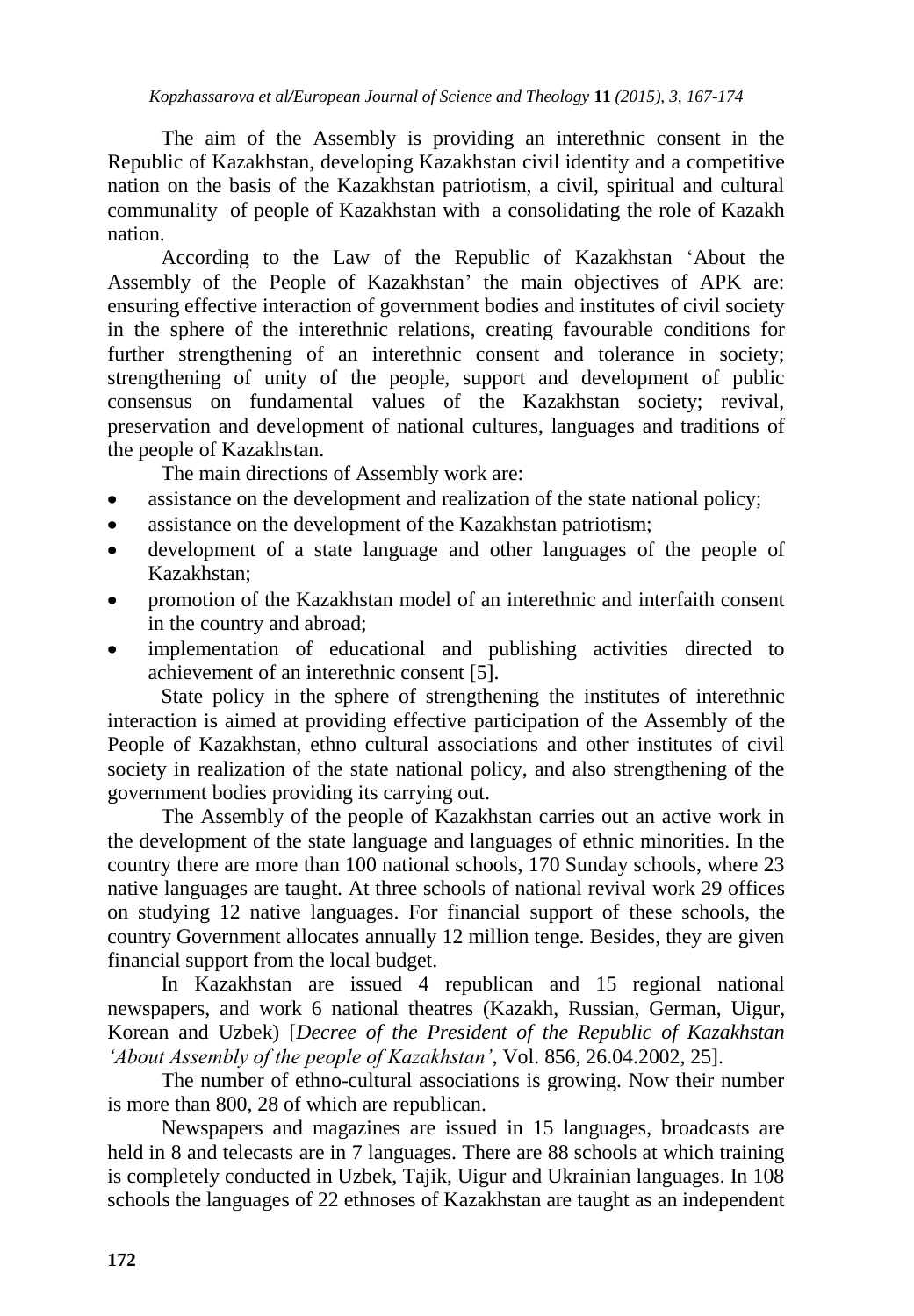The aim of the Assembly is providing an interethnic consent in the Republic of Kazakhstan, developing Kazakhstan civil identity and a competitive nation on the basis of the Kazakhstan patriotism, a civil, spiritual and cultural communality of people of Kazakhstan with a consolidating the role of Kazakh nation.

According to the Law of the Republic of Kazakhstan 'About the Assembly of the People of Kazakhstan' the main objectives of APK are: ensuring effective interaction of government bodies and institutes of civil society in the sphere of the interethnic relations, creating favourable conditions for further strengthening of an interethnic consent and tolerance in society; strengthening of unity of the people, support and development of public consensus on fundamental values of the Kazakhstan society; revival, preservation and development of national cultures, languages and traditions of the people of Kazakhstan.

The main directions of Assembly work are:

- assistance on the development and realization of the state national policy;
- assistance on the development of the Kazakhstan patriotism;
- development of a state language and other languages of the people of Kazakhstan;
- promotion of the Kazakhstan model of an interethnic and interfaith consent in the country and abroad;
- implementation of educational and publishing activities directed to achievement of an interethnic consent [5].

State policy in the sphere of strengthening the institutes of interethnic interaction is aimed at providing effective participation of the Assembly of the People of Kazakhstan, ethno cultural associations and other institutes of civil society in realization of the state national policy, and also strengthening of the government bodies providing its carrying out.

The Assembly of the people of Kazakhstan carries out an active work in the development of the state language and languages of ethnic minorities. In the country there are more than 100 national schools, 170 Sunday schools, where 23 native languages are taught. At three schools of national revival work 29 offices on studying 12 native languages. For financial support of these schools, the country Government allocates annually 12 million tenge. Besides, they are given financial support from the local budget.

In Kazakhstan are issued 4 republican and 15 regional national newspapers, and work 6 national theatres (Kazakh, Russian, German, Uigur, Korean and Uzbek) [*Decree of the President of the Republic of Kazakhstan 'About Assembly of the people of Kazakhstan'*, Vol. 856, 26.04.2002, 25].

The number of ethno-cultural associations is growing. Now their number is more than 800, 28 of which are republican.

Newspapers and magazines are issued in 15 languages, broadcasts are held in 8 and telecasts are in 7 languages. There are 88 schools at which training is completely conducted in Uzbek, Tajik, Uigur and Ukrainian languages. In 108 schools the languages of 22 ethnoses of Kazakhstan are taught as an independent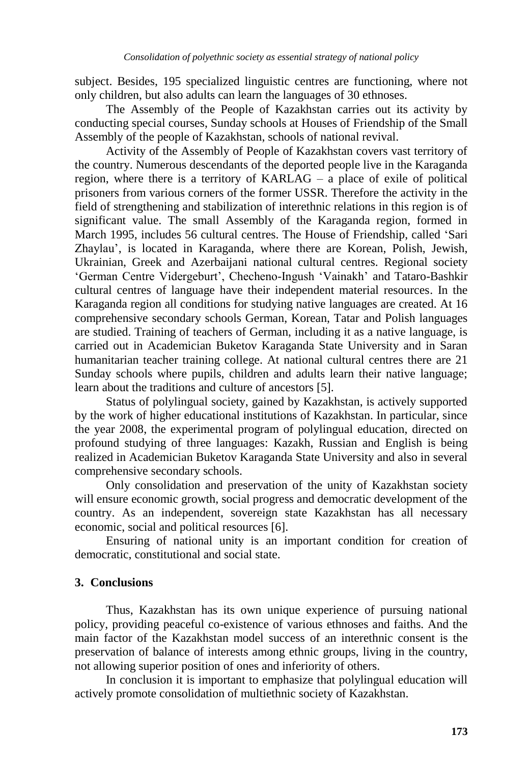subject. Besides, 195 specialized linguistic centres are functioning, where not only children, but also adults can learn the languages of 30 ethnoses.

The Assembly of the People of Kazakhstan carries out its activity by conducting special courses, Sunday schools at Houses of Friendship of the Small Assembly of the people of Kazakhstan, schools of national revival.

Activity of the Assembly of People of Kazakhstan covers vast territory of the country. Numerous descendants of the deported people live in the Karaganda region, where there is a territory of KARLAG – a place of exile of political prisoners from various corners of the former USSR. Therefore the activity in the field of strengthening and stabilization of interethnic relations in this region is of significant value. The small Assembly of the Karaganda region, formed in March 1995, includes 56 cultural centres. The House of Friendship, called 'Sari Zhaylau', is located in Karaganda, where there are Korean, Polish, Jewish, Ukrainian, Greek and Azerbaijani national cultural centres. Regional society 'German Centre Vidergeburt', Checheno-Ingush 'Vainakh' and Tataro-Bashkir cultural centres of language have their independent material resources. In the Karaganda region all conditions for studying native languages are created. At 16 comprehensive secondary schools German, Korean, Tatar and Polish languages are studied. Training of teachers of German, including it as a native language, is carried out in Academician Buketov Karaganda State University and in Saran humanitarian teacher training college. At national cultural centres there are 21 Sunday schools where pupils, children and adults learn their native language; learn about the traditions and culture of ancestors [5].

Status of polylingual society, gained by Kazakhstan, is actively supported by the work of higher educational institutions of Kazakhstan. In particular, since the year 2008, the experimental program of polylingual education, directed on profound studying of three languages: Kazakh, Russian and English is being realized in Academician Buketov Karaganda State University and also in several comprehensive secondary schools.

Only consolidation and preservation of the unity of Kazakhstan society will ensure economic growth, social progress and democratic development of the country. As an independent, sovereign state Kazakhstan has all necessary economic, social and political resources [6].

Ensuring of national unity is an important condition for creation of democratic, constitutional and social state.

## 3. Conclusions

Thus, Kazakhstan has its own unique experience of pursuing national policy, providing peaceful co-existence of various ethnoses and faiths. And the main factor of the Kazakhstan model success of an interethnic consent is the preservation of balance of interests among ethnic groups, living in the country, not allowing superior position of ones and inferiority of others.

In conclusion it is important to emphasize that polylingual education will actively promote consolidation of multiethnic society of Kazakhstan.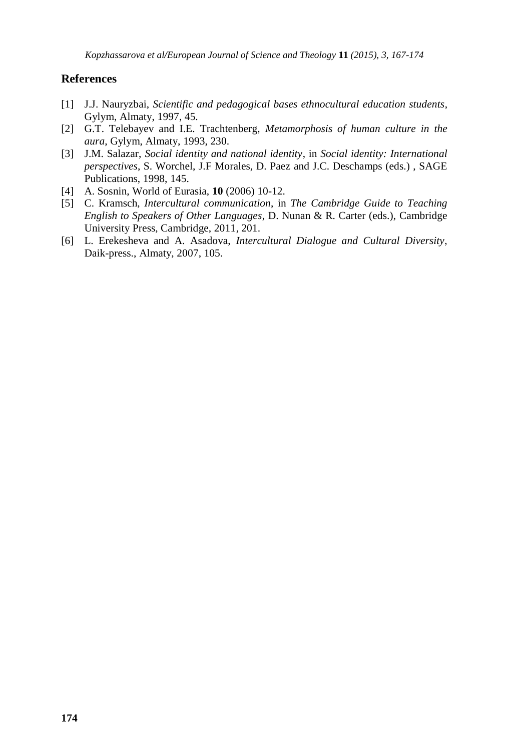## References

[1] J.J. Nauryzbai, *Scientific and pedagogical bases ethnocultural education students*, Gylym, Almaty, 1997, 45.

[2] G.T. Telebayev and I.E. Trachtenberg, *Metamorphosis of human culture in the aura*, Gylym, Almaty, 1993, 230.

[3] J.M. Salazar, *Social identity and national identity*, in *Social identity: International perspectives*, S. Worchel, J.F Morales, D. Paez and J.C. Deschamps (eds.) , SAGE Publications, 1998, 145.

[4] A. Sosnin, World of Eurasia, **10** (2006) 10-12.

[5] C. Kramsch, *Intercultural communication*, in *The Cambridge Guide to Teaching English to Speakers of Other Languages*, D. Nunan & R. Carter (eds.), Cambridge University Press, Cambridge, 2011, 201.

[6] L. Erekesheva and A. Asadova, *Intercultural Dialogue and Cultural Diversity*, Daik-press., Almaty, 2007, 105.